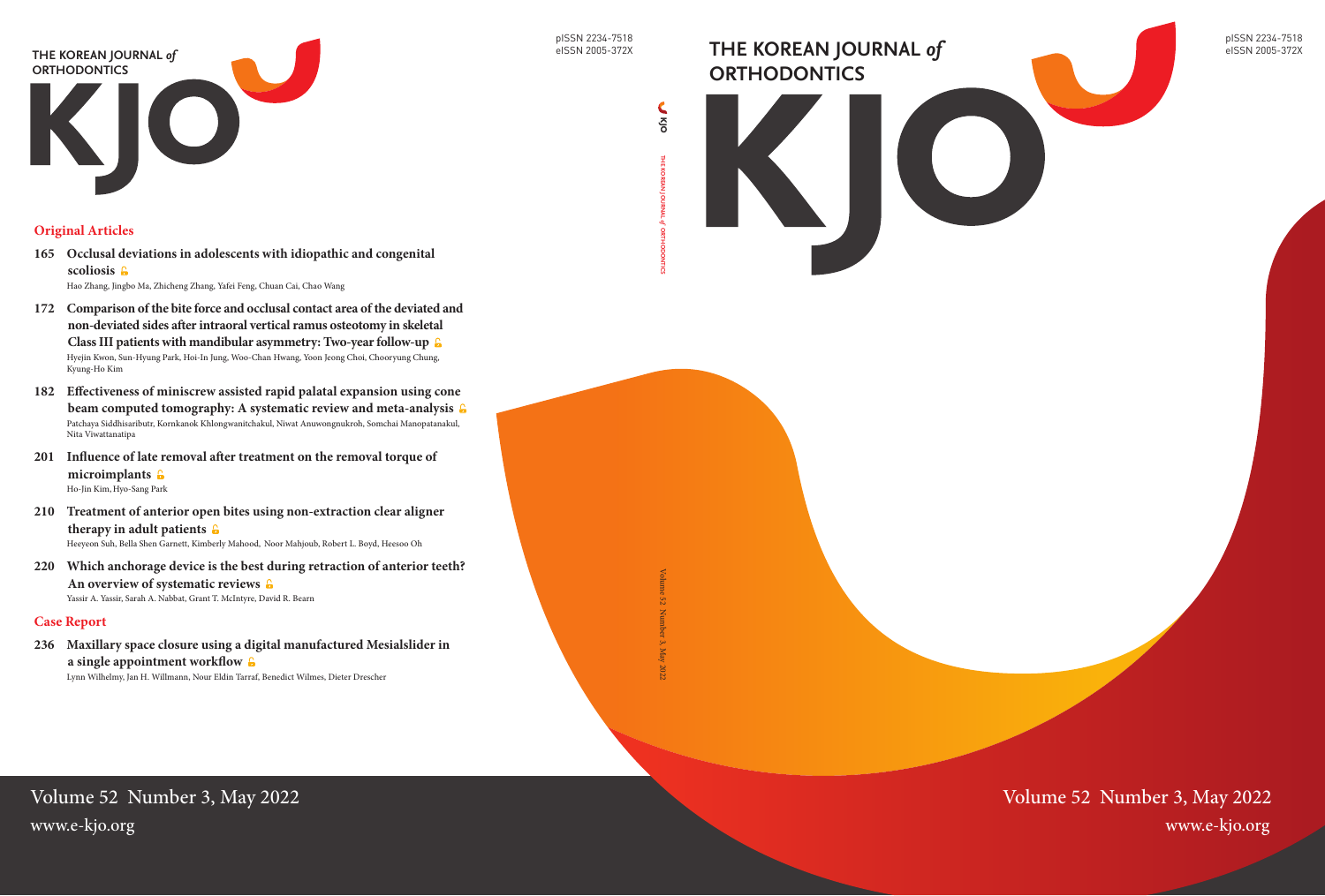# THE KOREAN JOURNAL *of* ORTHODONTICS

# KJO

pISSN 2234-7518
eISSN 2005-372X

## Original Articles

**165 Occlusal deviations in adolescents with idiopathic and congenital scoliosis**
Hao Zhang, Jingbo Ma, Zhicheng Zhang, Yafei Feng, Chuan Cai, Chao Wang

**172 Comparison of the bite force and occlusal contact area of the deviated and non-deviated sides after intraoral vertical ramus osteotomy in skeletal Class III patients with mandibular asymmetry: Two-year follow-up**
Hyejin Kwon, Sun-Hyung Park, Hoi-In Jung, Woo-Chan Hwang, Yoon Jeong Choi, Chooryung Chung, Kyung-Ho Kim

**182 Effectiveness of miniscrew assisted rapid palatal expansion using cone beam computed tomography: A systematic review and meta-analysis**
Patchaya Siddhisaributr, Kornkanok Khlongwanitchakul, Niwat Anuwongnukroh, Somchai Manopatanakul, Nita Viwattanatipa

**201 Influence of late removal after treatment on the removal torque of microimplants**
Ho-Jin Kim, Hyo-Sang Park

**210 Treatment of anterior open bites using non-extraction clear aligner therapy in adult patients**
Heeyeon Suh, Bella Shen Garnett, Kimberly Mahood, Noor Mahjoub, Robert L. Boyd, Heesoo Oh

**220 Which anchorage device is the best during retraction of anterior teeth? An overview of systematic reviews**
Yassir A. Yassir, Sarah A. Nabbat, Grant T. McIntyre, David R. Bearn

## Case Report

**236 Maxillary space closure using a digital manufactured Mesialslider in a single appointment workflow**
Lynn Wilhelmy, Jan H. Willmann, Nour Eldin Tarraf, Benedict Wilmes, Dieter Drescher

Volume 52 Number 3, May 2022
www.e-kjo.org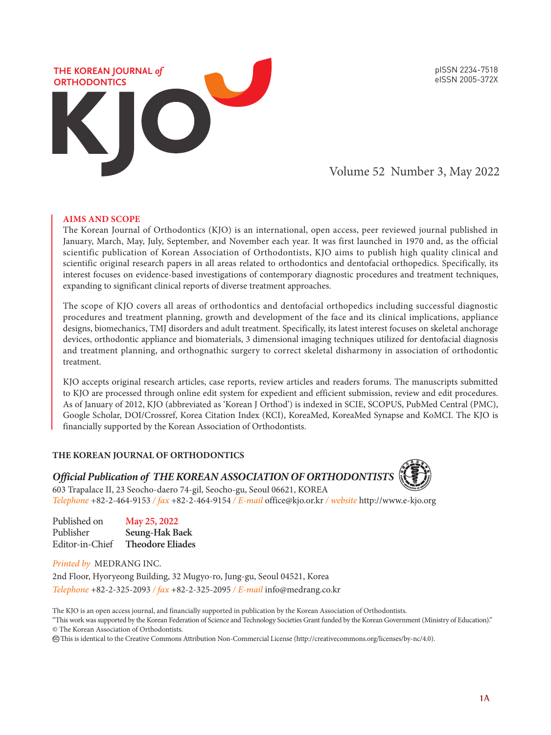THE KOREAN JOURNAL *of* ORTHODONTICS

# KJO

pISSN 2234-7518
eISSN 2005-372X

Volume 52 Number 3, May 2022

## AIMS AND SCOPE

The Korean Journal of Orthodontics (KJO) is an international, open access, peer reviewed journal published in January, March, May, July, September, and November each year. It was first launched in 1970 and, as the official scientific publication of Korean Association of Orthodontists, KJO aims to publish high quality clinical and scientific original research papers in all areas related to orthodontics and dentofacial orthopedics. Specifically, its interest focuses on evidence-based investigations of contemporary diagnostic procedures and treatment techniques, expanding to significant clinical reports of diverse treatment approaches.

The scope of KJO covers all areas of orthodontics and dentofacial orthopedics including successful diagnostic procedures and treatment planning, growth and development of the face and its clinical implications, appliance designs, biomechanics, TMJ disorders and adult treatment. Specifically, its latest interest focuses on skeletal anchorage devices, orthodontic appliance and biomaterials, 3 dimensional imaging techniques utilized for dentofacial diagnosis and treatment planning, and orthognathic surgery to correct skeletal disharmony in association of orthodontic treatment.

KJO accepts original research articles, case reports, review articles and readers forums. The manuscripts submitted to KJO are processed through online edit system for expedient and efficient submission, review and edit procedures. As of January of 2012, KJO (abbreviated as 'Korean J Orthod') is indexed in SCIE, SCOPUS, PubMed Central (PMC), Google Scholar, DOI/Crossref, Korea Citation Index (KCI), KoreaMed, KoreaMed Synapse and KoMCI. The KJO is financially supported by the Korean Association of Orthodontists.

**THE KOREAN JOURNAL OF ORTHODONTICS**

***Official Publication of THE KOREAN ASSOCIATION OF ORTHODONTISTS***

603 Trapalace II, 23 Seocho-daero 74-gil, Seocho-gu, Seoul 06621, KOREA
*Telephone* +82-2-464-9153 / *fax* +82-2-464-9154 / *E-mail* office@kjo.or.kr / *website* http://www.e-kjo.org

Published on **May 25, 2022**
Publisher **Seung-Hak Baek**
Editor-in-Chief **Theodore Eliades**

*Printed by* MEDRANG INC.
2nd Floor, Hyoryeong Building, 32 Mugyo-ro, Jung-gu, Seoul 04521, Korea
*Telephone* +82-2-325-2093 / *fax* +82-2-325-2095 / *E-mail* info@medrang.co.kr

The KJO is an open access journal, and financially supported in publication by the Korean Association of Orthodontists.
"This work was supported by the Korean Federation of Science and Technology Societies Grant funded by the Korean Government (Ministry of Education)."
© The Korean Association of Orthodontists.
This is identical to the Creative Commons Attribution Non-Commercial License (http://creativecommons.org/licenses/by-nc/4.0).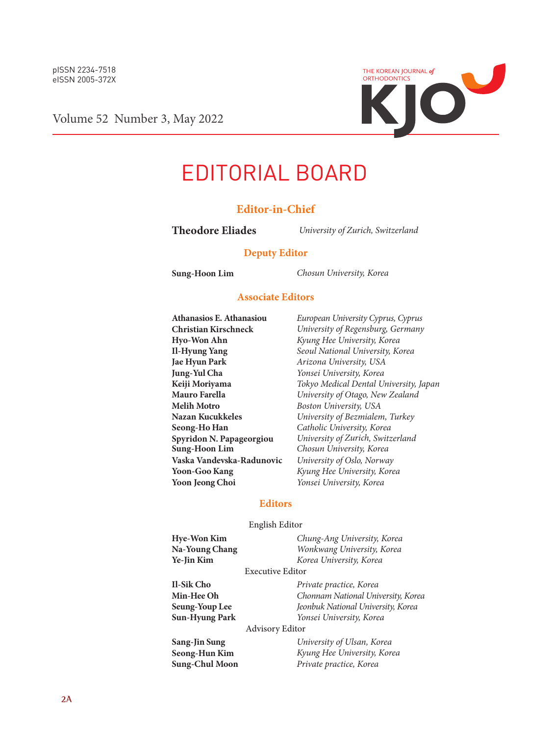# EDITORIAL BOARD

## Editor-in-Chief

| | |
|---|---|
| **Theodore Eliades** | *University of Zurich, Switzerland* |

## Deputy Editor

| | |
|---|---|
| **Sung-Hoon Lim** | *Chosun University, Korea* |

## Associate Editors

| | |
|---|---|
| **Athanasios E. Athanasiou** | *European University Cyprus, Cyprus* |
| **Christian Kirschneck** | *University of Regensburg, Germany* |
| **Hyo-Won Ahn** | *Kyung Hee University, Korea* |
| **Il-Hyung Yang** | *Seoul National University, Korea* |
| **Jae Hyun Park** | *Arizona University, USA* |
| **Jung-Yul Cha** | *Yonsei University, Korea* |
| **Keiji Moriyama** | *Tokyo Medical Dental University, Japan* |
| **Mauro Farella** | *University of Otago, New Zealand* |
| **Melih Motro** | *Boston University, USA* |
| **Nazan Kucukkeles** | *University of Bezmialem, Turkey* |
| **Seong-Ho Han** | *Catholic University, Korea* |
| **Spyridon N. Papageorgiou** | *University of Zurich, Switzerland* |
| **Sung-Hoon Lim** | *Chosun University, Korea* |
| **Vaska Vandevska-Radunovic** | *University of Oslo, Norway* |
| **Yoon-Goo Kang** | *Kyung Hee University, Korea* |
| **Yoon Jeong Choi** | *Yonsei University, Korea* |

## Editors

### English Editor

| | |
|---|---|
| **Hye-Won Kim** | *Chung-Ang University, Korea* |
| **Na-Young Chang** | *Wonkwang University, Korea* |
| **Ye-Jin Kim** | *Korea University, Korea* |

### Executive Editor

| | |
|---|---|
| **Il-Sik Cho** | *Private practice, Korea* |
| **Min-Hee Oh** | *Chonnam National University, Korea* |
| **Seung-Youp Lee** | *Jeonbuk National University, Korea* |
| **Sun-Hyung Park** | *Yonsei University, Korea* |

### Advisory Editor

| | |
|---|---|
| **Sang-Jin Sung** | *University of Ulsan, Korea* |
| **Seong-Hun Kim** | *Kyung Hee University, Korea* |
| **Sung-Chul Moon** | *Private practice, Korea* |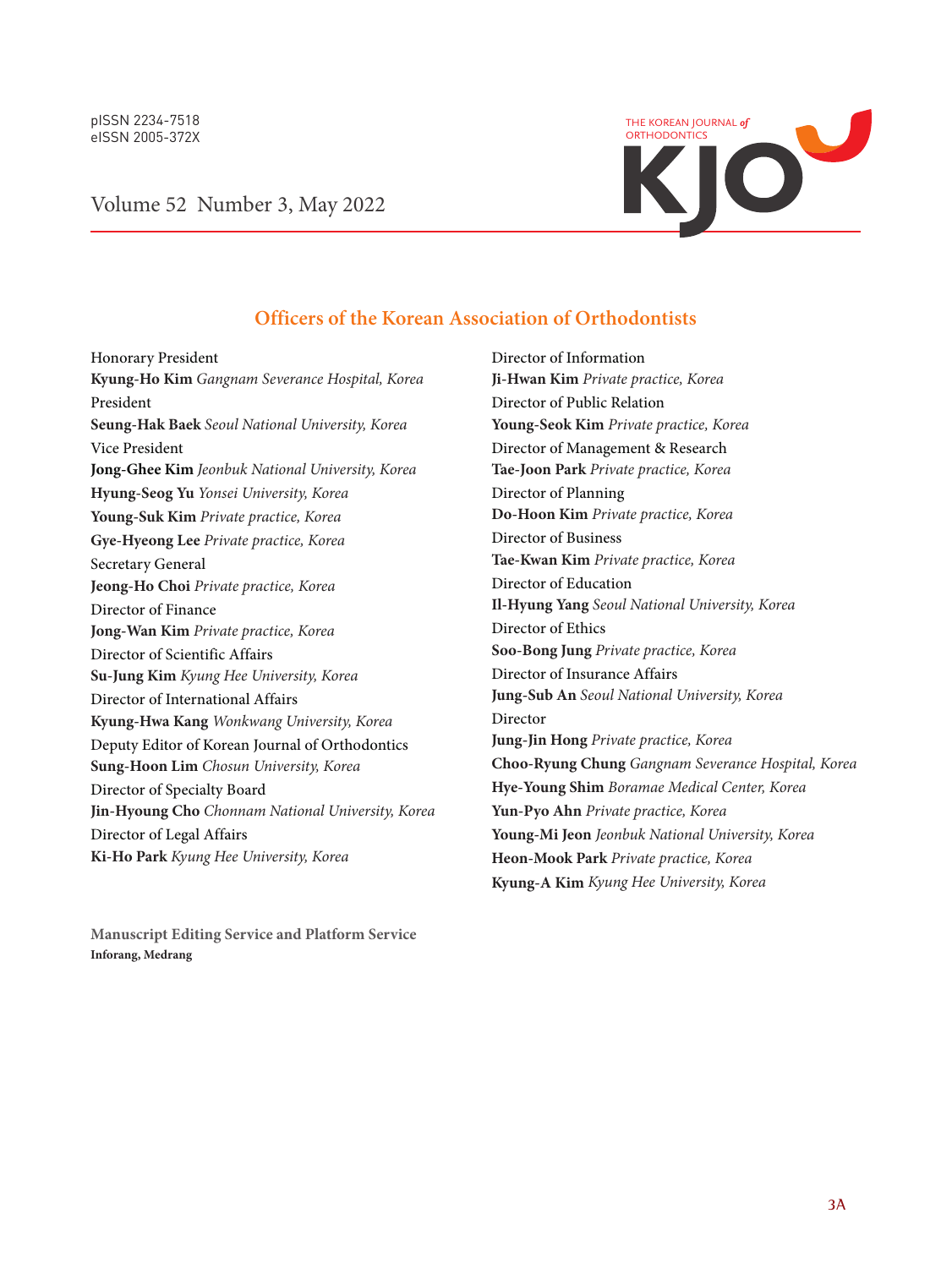pISSN 2234-7518
eISSN 2005-372X

## Officers of the Korean Association of Orthodontists

Honorary President
**Kyung-Ho Kim** *Gangnam Severance Hospital, Korea*

President
**Seung-Hak Baek** *Seoul National University, Korea*

Vice President
**Jong-Ghee Kim** *Jeonbuk National University, Korea*
**Hyung-Seog Yu** *Yonsei University, Korea*
**Young-Suk Kim** *Private practice, Korea*
**Gye-Hyeong Lee** *Private practice, Korea*

Secretary General
**Jeong-Ho Choi** *Private practice, Korea*

Director of Finance
**Jong-Wan Kim** *Private practice, Korea*

Director of Scientific Affairs
**Su-Jung Kim** *Kyung Hee University, Korea*

Director of International Affairs
**Kyung-Hwa Kang** *Wonkwang University, Korea*

Deputy Editor of Korean Journal of Orthodontics
**Sung-Hoon Lim** *Chosun University, Korea*

Director of Specialty Board
**Jin-Hyoung Cho** *Chonnam National University, Korea*

Director of Legal Affairs
**Ki-Ho Park** *Kyung Hee University, Korea*

Director of Information
**Ji-Hwan Kim** *Private practice, Korea*

Director of Public Relation
**Young-Seok Kim** *Private practice, Korea*

Director of Management & Research
**Tae-Joon Park** *Private practice, Korea*

Director of Planning
**Do-Hoon Kim** *Private practice, Korea*

Director of Business
**Tae-Kwan Kim** *Private practice, Korea*

Director of Education
**Il-Hyung Yang** *Seoul National University, Korea*

Director of Ethics
**Soo-Bong Jung** *Private practice, Korea*

Director of Insurance Affairs
**Jung-Sub An** *Seoul National University, Korea*

Director
**Jung-Jin Hong** *Private practice, Korea*
**Choo-Ryung Chung** *Gangnam Severance Hospital, Korea*
**Hye-Young Shim** *Boramae Medical Center, Korea*
**Yun-Pyo Ahn** *Private practice, Korea*
**Young-Mi Jeon** *Jeonbuk National University, Korea*
**Heon-Mook Park** *Private practice, Korea*
**Kyung-A Kim** *Kyung Hee University, Korea*

**Manuscript Editing Service and Platform Service**
**Inforang, Medrang**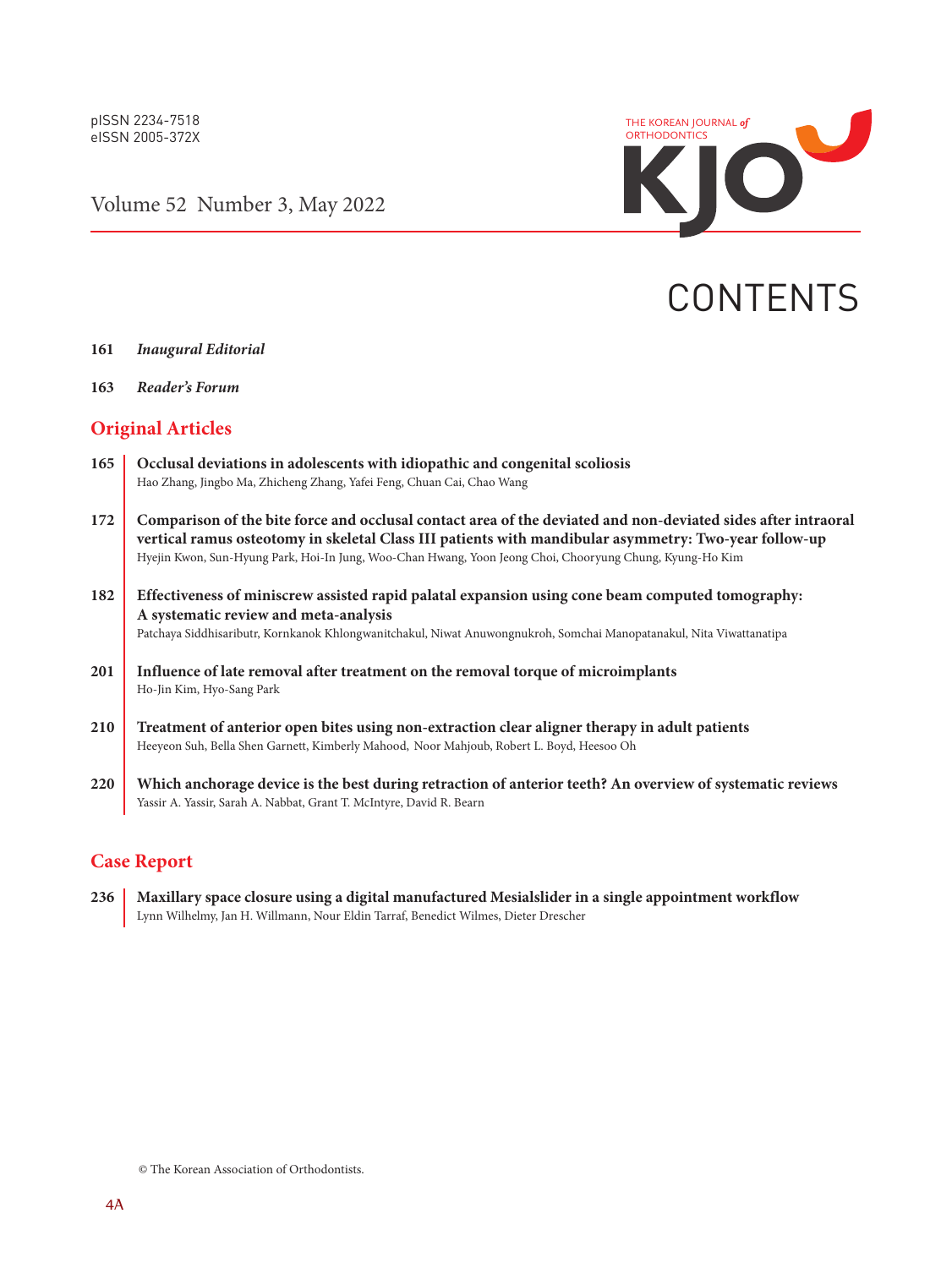pISSN 2234-7518
eISSN 2005-372X

Volume 52 Number 3, May 2022

THE KOREAN JOURNAL *of* ORTHODONTICS

# CONTENTS

**161** ***Inaugural Editorial***

**163** ***Reader's Forum***

## Original Articles

**165** **Occlusal deviations in adolescents with idiopathic and congenital scoliosis**
Hao Zhang, Jingbo Ma, Zhicheng Zhang, Yafei Feng, Chuan Cai, Chao Wang

**172** **Comparison of the bite force and occlusal contact area of the deviated and non-deviated sides after intraoral vertical ramus osteotomy in skeletal Class III patients with mandibular asymmetry: Two-year follow-up**
Hyejin Kwon, Sun-Hyung Park, Hoi-In Jung, Woo-Chan Hwang, Yoon Jeong Choi, Chooryung Chung, Kyung-Ho Kim

**182** **Effectiveness of miniscrew assisted rapid palatal expansion using cone beam computed tomography: A systematic review and meta-analysis**
Patchaya Siddhisaributr, Kornkanok Khlongwanitchakul, Niwat Anuwongnukroh, Somchai Manopatanakul, Nita Viwattanatipa

**201** **Influence of late removal after treatment on the removal torque of microimplants**
Ho-Jin Kim, Hyo-Sang Park

**210** **Treatment of anterior open bites using non-extraction clear aligner therapy in adult patients**
Heeyeon Suh, Bella Shen Garnett, Kimberly Mahood, Noor Mahjoub, Robert L. Boyd, Heesoo Oh

**220** **Which anchorage device is the best during retraction of anterior teeth? An overview of systematic reviews**
Yassir A. Yassir, Sarah A. Nabbat, Grant T. McIntyre, David R. Bearn

## Case Report

**236** **Maxillary space closure using a digital manufactured Mesialslider in a single appointment workflow**
Lynn Wilhelmy, Jan H. Willmann, Nour Eldin Tarraf, Benedict Wilmes, Dieter Drescher

© The Korean Association of Orthodontists.